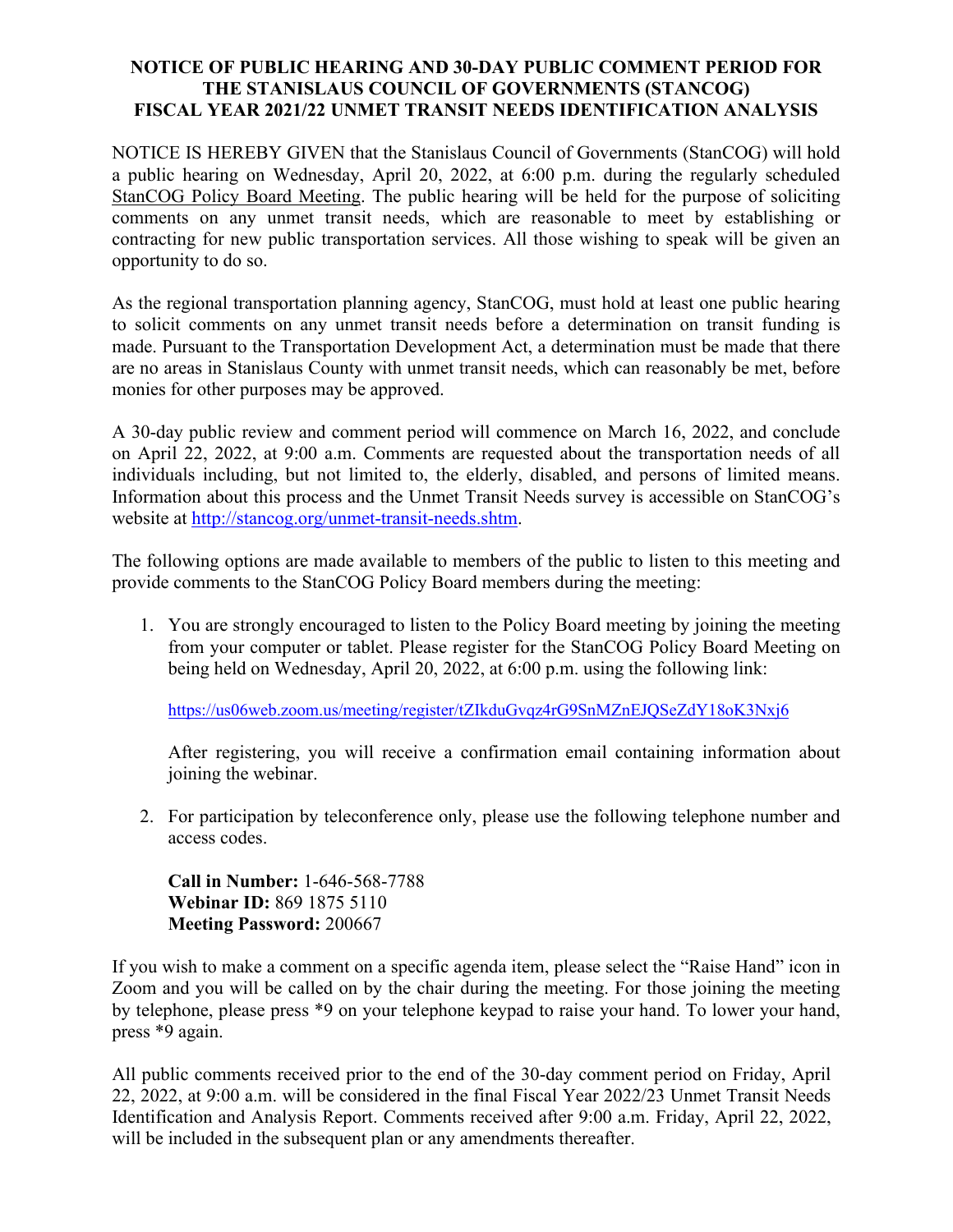**NOTICE OF PUBLIC HEARING AND 30-DAY PUBLIC COMMENT PERIOD FOR THE STANISLAUS COUNCIL OF GOVERNMENTS (STANCOG) FISCAL YEAR 2021/22 UNMET TRANSIT NEEDS IDENTIFICATION ANALYSIS**

NOTICE IS HEREBY GIVEN that the Stanislaus Council of Governments (StanCOG) will hold a public hearing on Wednesday, April 20, 2022, at 6:00 p.m. during the regularly scheduled StanCOG Policy Board Meeting. The public hearing will be held for the purpose of soliciting comments on any unmet transit needs, which are reasonable to meet by establishing or contracting for new public transportation services. All those wishing to speak will be given an opportunity to do so.

As the regional transportation planning agency, StanCOG, must hold at least one public hearing to solicit comments on any unmet transit needs before a determination on transit funding is made. Pursuant to the Transportation Development Act, a determination must be made that there are no areas in Stanislaus County with unmet transit needs, which can reasonably be met, before monies for other purposes may be approved.

A 30-day public review and comment period will commence on March 16, 2022, and conclude on April 22, 2022, at 9:00 a.m. Comments are requested about the transportation needs of all individuals including, but not limited to, the elderly, disabled, and persons of limited means. Information about this process and the Unmet Transit Needs survey is accessible on StanCOG's website at http://stancog.org/unmet-transit-needs.shtm.

The following options are made available to members of the public to listen to this meeting and provide comments to the StanCOG Policy Board members during the meeting:

1. You are strongly encouraged to listen to the Policy Board meeting by joining the meeting from your computer or tablet. Please register for the StanCOG Policy Board Meeting on being held on Wednesday, April 20, 2022, at 6:00 p.m. using the following link:

   https://us06web.zoom.us/meeting/register/tZIkduGvqz4rG9SnMZnEJQSeZdY18oK3Nxj6

   After registering, you will receive a confirmation email containing information about joining the webinar.

2. For participation by teleconference only, please use the following telephone number and access codes.

   **Call in Number:** 1-646-568-7788
   **Webinar ID:** 869 1875 5110
   **Meeting Password:** 200667

If you wish to make a comment on a specific agenda item, please select the "Raise Hand" icon in Zoom and you will be called on by the chair during the meeting. For those joining the meeting by telephone, please press *9 on your telephone keypad to raise your hand. To lower your hand, press *9 again.

All public comments received prior to the end of the 30-day comment period on Friday, April 22, 2022, at 9:00 a.m. will be considered in the final Fiscal Year 2022/23 Unmet Transit Needs Identification and Analysis Report. Comments received after 9:00 a.m. Friday, April 22, 2022, will be included in the subsequent plan or any amendments thereafter.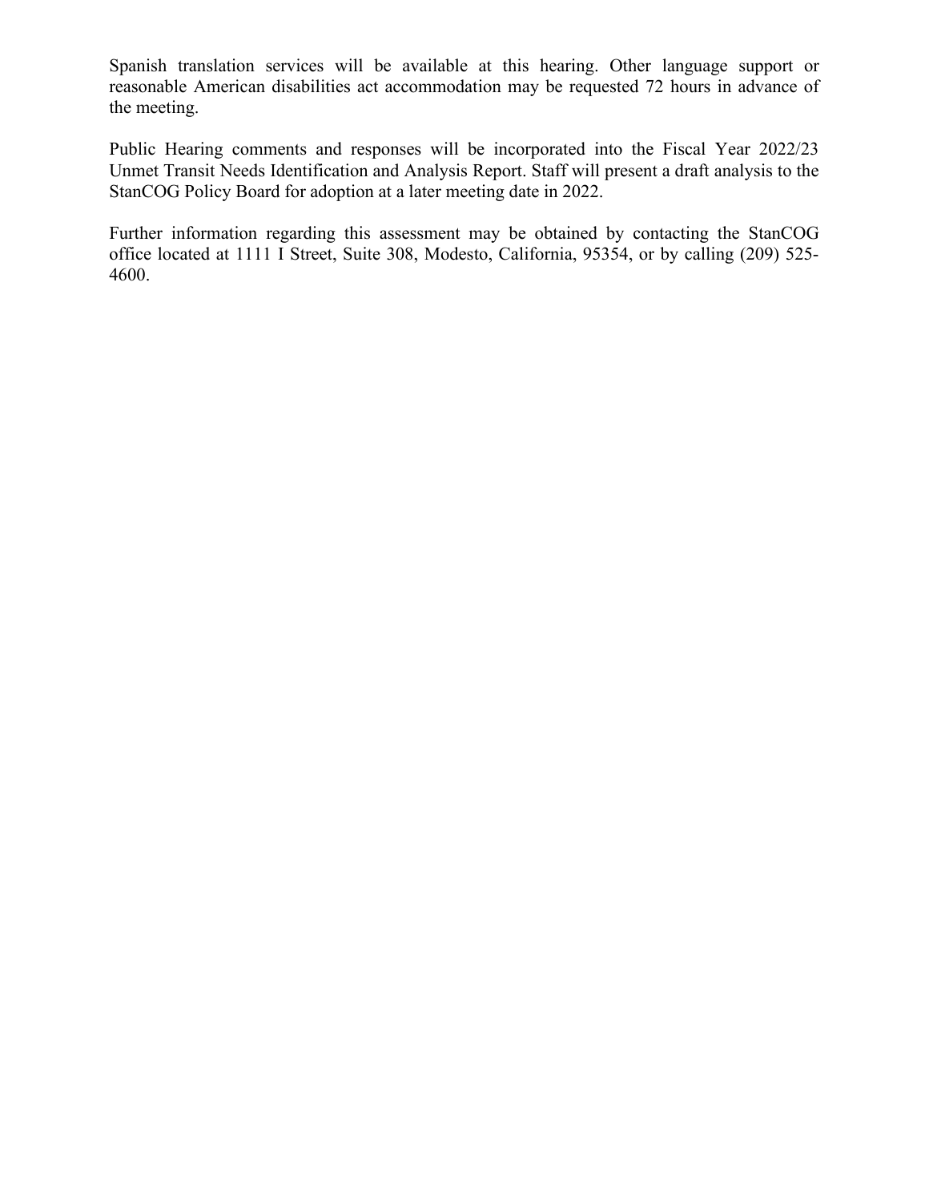Spanish translation services will be available at this hearing. Other language support or reasonable American disabilities act accommodation may be requested 72 hours in advance of the meeting.

Public Hearing comments and responses will be incorporated into the Fiscal Year 2022/23 Unmet Transit Needs Identification and Analysis Report. Staff will present a draft analysis to the StanCOG Policy Board for adoption at a later meeting date in 2022.

Further information regarding this assessment may be obtained by contacting the StanCOG office located at 1111 I Street, Suite 308, Modesto, California, 95354, or by calling (209) 525-4600.